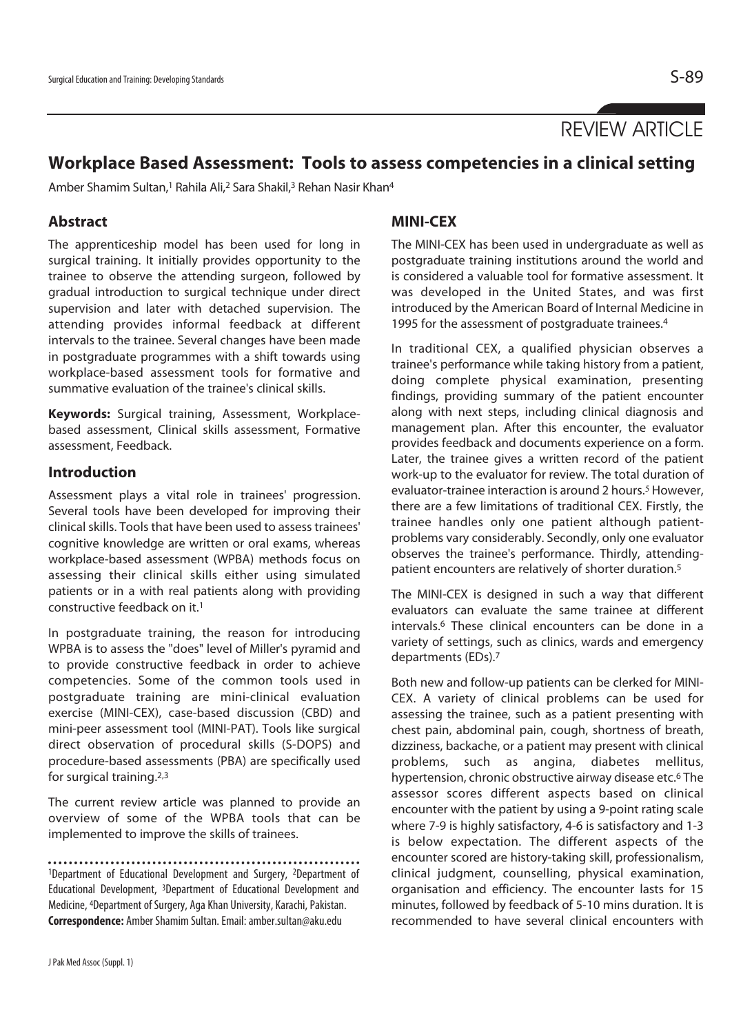REVIEW ARTICLE

# Workplace Based Assessment: Tools to assess competencies in a clinical setting

Amber Shamim Sultan,[1] Rahila Ali,[2] Sara Shakil,[3] Rehan Nasir Khan[4]

## Abstract

The apprenticeship model has been used for long in surgical training. It initially provides opportunity to the trainee to observe the attending surgeon, followed by gradual introduction to surgical technique under direct supervision and later with detached supervision. The attending provides informal feedback at different intervals to the trainee. Several changes have been made in postgraduate programmes with a shift towards using workplace-based assessment tools for formative and summative evaluation of the trainee's clinical skills.

**Keywords:** Surgical training, Assessment, Workplace-based assessment, Clinical skills assessment, Formative assessment, Feedback.

## Introduction

Assessment plays a vital role in trainees' progression. Several tools have been developed for improving their clinical skills. Tools that have been used to assess trainees' cognitive knowledge are written or oral exams, whereas workplace-based assessment (WPBA) methods focus on assessing their clinical skills either using simulated patients or in a with real patients along with providing constructive feedback on it.[1]

In postgraduate training, the reason for introducing WPBA is to assess the "does" level of Miller's pyramid and to provide constructive feedback in order to achieve competencies. Some of the common tools used in postgraduate training are mini-clinical evaluation exercise (MINI-CEX), case-based discussion (CBD) and mini-peer assessment tool (MINI-PAT). Tools like surgical direct observation of procedural skills (S-DOPS) and procedure-based assessments (PBA) are specifically used for surgical training.[2,3]

The current review article was planned to provide an overview of some of the WPBA tools that can be implemented to improve the skills of trainees.

[1]Department of Educational Development and Surgery, [2]Department of Educational Development, [3]Department of Educational Development and Medicine, [4]Department of Surgery, Aga Khan University, Karachi, Pakistan.

**Correspondence:** Amber Shamim Sultan. Email: amber.sultan@aku.edu

## MINI-CEX

The MINI-CEX has been used in undergraduate as well as postgraduate training institutions around the world and is considered a valuable tool for formative assessment. It was developed in the United States, and was first introduced by the American Board of Internal Medicine in 1995 for the assessment of postgraduate trainees.[4]

In traditional CEX, a qualified physician observes a trainee's performance while taking history from a patient, doing complete physical examination, presenting findings, providing summary of the patient encounter along with next steps, including clinical diagnosis and management plan. After this encounter, the evaluator provides feedback and documents experience on a form. Later, the trainee gives a written record of the patient work-up to the evaluator for review. The total duration of evaluator-trainee interaction is around 2 hours.[5] However, there are a few limitations of traditional CEX. Firstly, the trainee handles only one patient although patient-problems vary considerably. Secondly, only one evaluator observes the trainee's performance. Thirdly, attending-patient encounters are relatively of shorter duration.[5]

The MINI-CEX is designed in such a way that different evaluators can evaluate the same trainee at different intervals.[6] These clinical encounters can be done in a variety of settings, such as clinics, wards and emergency departments (EDs).[7]

Both new and follow-up patients can be clerked for MINI-CEX. A variety of clinical problems can be used for assessing the trainee, such as a patient presenting with chest pain, abdominal pain, cough, shortness of breath, dizziness, backache, or a patient may present with clinical problems, such as angina, diabetes mellitus, hypertension, chronic obstructive airway disease etc.[6] The assessor scores different aspects based on clinical encounter with the patient by using a 9-point rating scale where 7-9 is highly satisfactory, 4-6 is satisfactory and 1-3 is below expectation. The different aspects of the encounter scored are history-taking skill, professionalism, clinical judgment, counselling, physical examination, organisation and efficiency. The encounter lasts for 15 minutes, followed by feedback of 5-10 mins duration. It is recommended to have several clinical encounters with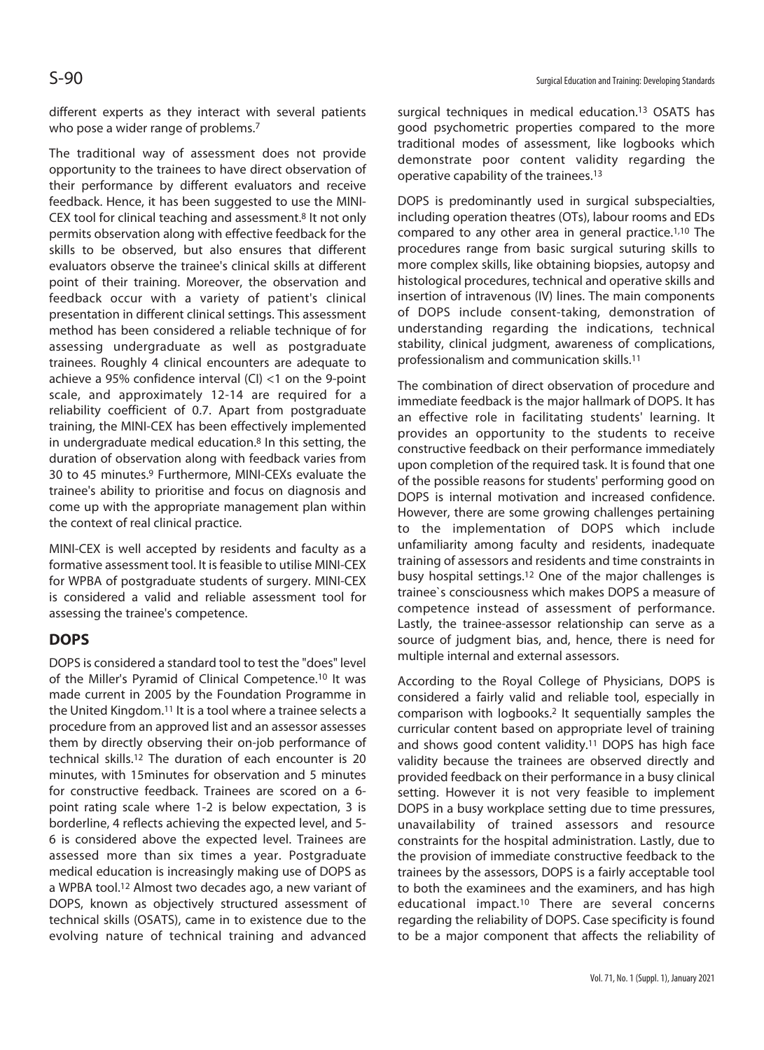different experts as they interact with several patients who pose a wider range of problems.[7]

The traditional way of assessment does not provide opportunity to the trainees to have direct observation of their performance by different evaluators and receive feedback. Hence, it has been suggested to use the MINI-CEX tool for clinical teaching and assessment.[8] It not only permits observation along with effective feedback for the skills to be observed, but also ensures that different evaluators observe the trainee's clinical skills at different point of their training. Moreover, the observation and feedback occur with a variety of patient's clinical presentation in different clinical settings. This assessment method has been considered a reliable technique of for assessing undergraduate as well as postgraduate trainees. Roughly 4 clinical encounters are adequate to achieve a 95% confidence interval (CI) <1 on the 9-point scale, and approximately 12-14 are required for a reliability coefficient of 0.7. Apart from postgraduate training, the MINI-CEX has been effectively implemented in undergraduate medical education.[8] In this setting, the duration of observation along with feedback varies from 30 to 45 minutes.[9] Furthermore, MINI-CEXs evaluate the trainee's ability to prioritise and focus on diagnosis and come up with the appropriate management plan within the context of real clinical practice.

MINI-CEX is well accepted by residents and faculty as a formative assessment tool. It is feasible to utilise MINI-CEX for WPBA of postgraduate students of surgery. MINI-CEX is considered a valid and reliable assessment tool for assessing the trainee's competence.

## DOPS

DOPS is considered a standard tool to test the "does" level of the Miller's Pyramid of Clinical Competence.[10] It was made current in 2005 by the Foundation Programme in the United Kingdom.[11] It is a tool where a trainee selects a procedure from an approved list and an assessor assesses them by directly observing their on-job performance of technical skills.[12] The duration of each encounter is 20 minutes, with 15minutes for observation and 5 minutes for constructive feedback. Trainees are scored on a 6-point rating scale where 1-2 is below expectation, 3 is borderline, 4 reflects achieving the expected level, and 5-6 is considered above the expected level. Trainees are assessed more than six times a year. Postgraduate medical education is increasingly making use of DOPS as a WPBA tool.[12] Almost two decades ago, a new variant of DOPS, known as objectively structured assessment of technical skills (OSATS), came in to existence due to the evolving nature of technical training and advanced surgical techniques in medical education.[13] OSATS has good psychometric properties compared to the more traditional modes of assessment, like logbooks which demonstrate poor content validity regarding the operative capability of the trainees.[13]

DOPS is predominantly used in surgical subspecialties, including operation theatres (OTs), labour rooms and EDs compared to any other area in general practice.[1,10] The procedures range from basic surgical suturing skills to more complex skills, like obtaining biopsies, autopsy and histological procedures, technical and operative skills and insertion of intravenous (IV) lines. The main components of DOPS include consent-taking, demonstration of understanding regarding the indications, technical stability, clinical judgment, awareness of complications, professionalism and communication skills.[11]

The combination of direct observation of procedure and immediate feedback is the major hallmark of DOPS. It has an effective role in facilitating students' learning. It provides an opportunity to the students to receive constructive feedback on their performance immediately upon completion of the required task. It is found that one of the possible reasons for students' performing good on DOPS is internal motivation and increased confidence. However, there are some growing challenges pertaining to the implementation of DOPS which include unfamiliarity among faculty and residents, inadequate training of assessors and residents and time constraints in busy hospital settings.[12] One of the major challenges is trainee`s consciousness which makes DOPS a measure of competence instead of assessment of performance. Lastly, the trainee-assessor relationship can serve as a source of judgment bias, and, hence, there is need for multiple internal and external assessors.

According to the Royal College of Physicians, DOPS is considered a fairly valid and reliable tool, especially in comparison with logbooks.[2] It sequentially samples the curricular content based on appropriate level of training and shows good content validity.[11] DOPS has high face validity because the trainees are observed directly and provided feedback on their performance in a busy clinical setting. However it is not very feasible to implement DOPS in a busy workplace setting due to time pressures, unavailability of trained assessors and resource constraints for the hospital administration. Lastly, due to the provision of immediate constructive feedback to the trainees by the assessors, DOPS is a fairly acceptable tool to both the examinees and the examiners, and has high educational impact.[10] There are several concerns regarding the reliability of DOPS. Case specificity is found to be a major component that affects the reliability of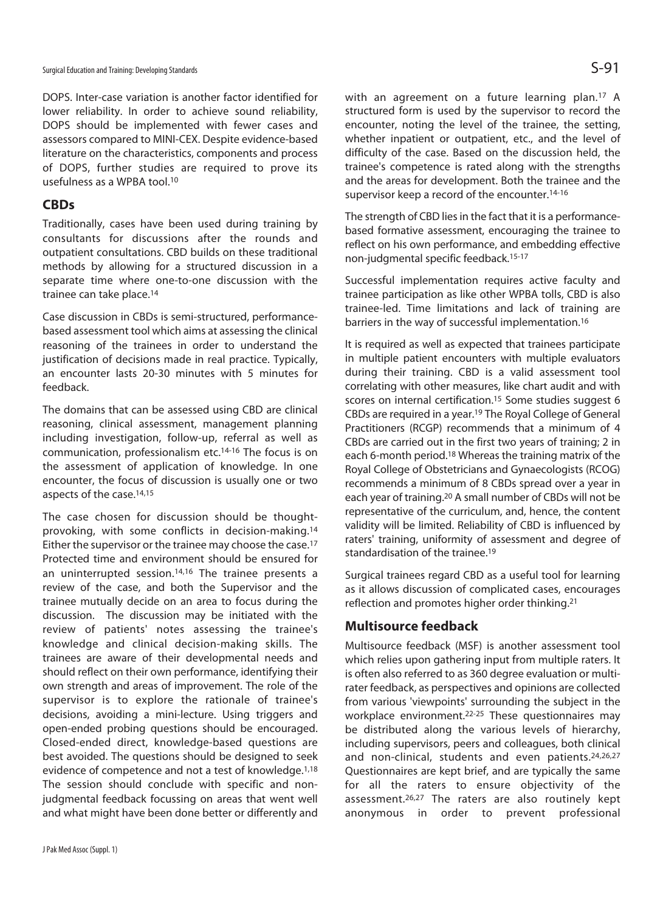DOPS. Inter-case variation is another factor identified for lower reliability. In order to achieve sound reliability, DOPS should be implemented with fewer cases and assessors compared to MINI-CEX. Despite evidence-based literature on the characteristics, components and process of DOPS, further studies are required to prove its usefulness as a WPBA tool.[10]

## CBDs

Traditionally, cases have been used during training by consultants for discussions after the rounds and outpatient consultations. CBD builds on these traditional methods by allowing for a structured discussion in a separate time where one-to-one discussion with the trainee can take place.[14]

Case discussion in CBDs is semi-structured, performance-based assessment tool which aims at assessing the clinical reasoning of the trainees in order to understand the justification of decisions made in real practice. Typically, an encounter lasts 20-30 minutes with 5 minutes for feedback.

The domains that can be assessed using CBD are clinical reasoning, clinical assessment, management planning including investigation, follow-up, referral as well as communication, professionalism etc.[14-16] The focus is on the assessment of application of knowledge. In one encounter, the focus of discussion is usually one or two aspects of the case.[14,15]

The case chosen for discussion should be thought-provoking, with some conflicts in decision-making.[14] Either the supervisor or the trainee may choose the case.[17] Protected time and environment should be ensured for an uninterrupted session.[14,16] The trainee presents a review of the case, and both the Supervisor and the trainee mutually decide on an area to focus during the discussion. The discussion may be initiated with the review of patients' notes assessing the trainee's knowledge and clinical decision-making skills. The trainees are aware of their developmental needs and should reflect on their own performance, identifying their own strength and areas of improvement. The role of the supervisor is to explore the rationale of trainee's decisions, avoiding a mini-lecture. Using triggers and open-ended probing questions should be encouraged. Closed-ended direct, knowledge-based questions are best avoided. The questions should be designed to seek evidence of competence and not a test of knowledge.[1,18] The session should conclude with specific and non-judgmental feedback focussing on areas that went well and what might have been done better or differently and with an agreement on a future learning plan.[17] A structured form is used by the supervisor to record the encounter, noting the level of the trainee, the setting, whether inpatient or outpatient, etc., and the level of difficulty of the case. Based on the discussion held, the trainee's competence is rated along with the strengths and the areas for development. Both the trainee and the supervisor keep a record of the encounter.[14-16]

The strength of CBD lies in the fact that it is a performance-based formative assessment, encouraging the trainee to reflect on his own performance, and embedding effective non-judgmental specific feedback.[15-17]

Successful implementation requires active faculty and trainee participation as like other WPBA tolls, CBD is also trainee-led. Time limitations and lack of training are barriers in the way of successful implementation.[16]

It is required as well as expected that trainees participate in multiple patient encounters with multiple evaluators during their training. CBD is a valid assessment tool correlating with other measures, like chart audit and with scores on internal certification.[15] Some studies suggest 6 CBDs are required in a year.[19] The Royal College of General Practitioners (RCGP) recommends that a minimum of 4 CBDs are carried out in the first two years of training; 2 in each 6-month period.[18] Whereas the training matrix of the Royal College of Obstetricians and Gynaecologists (RCOG) recommends a minimum of 8 CBDs spread over a year in each year of training.[20] A small number of CBDs will not be representative of the curriculum, and, hence, the content validity will be limited. Reliability of CBD is influenced by raters' training, uniformity of assessment and degree of standardisation of the trainee.[19]

Surgical trainees regard CBD as a useful tool for learning as it allows discussion of complicated cases, encourages reflection and promotes higher order thinking.[21]

## Multisource feedback

Multisource feedback (MSF) is another assessment tool which relies upon gathering input from multiple raters. It is often also referred to as 360 degree evaluation or multi-rater feedback, as perspectives and opinions are collected from various 'viewpoints' surrounding the subject in the workplace environment.[22-25] These questionnaires may be distributed along the various levels of hierarchy, including supervisors, peers and colleagues, both clinical and non-clinical, students and even patients.[24,26,27] Questionnaires are kept brief, and are typically the same for all the raters to ensure objectivity of the assessment.[26,27] The raters are also routinely kept anonymous in order to prevent professional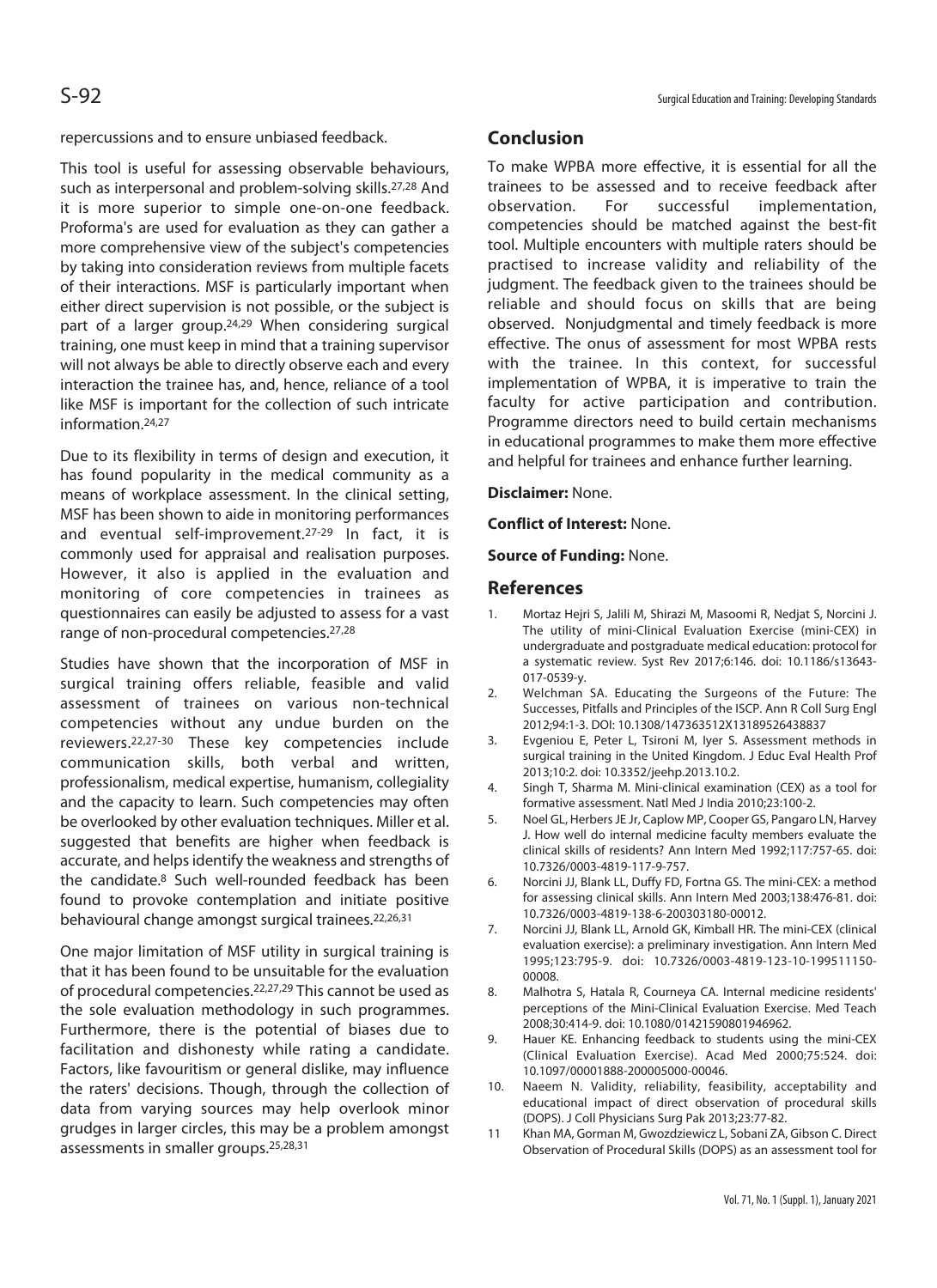repercussions and to ensure unbiased feedback.

This tool is useful for assessing observable behaviours, such as interpersonal and problem-solving skills.[27,28] And it is more superior to simple one-on-one feedback. Proforma's are used for evaluation as they can gather a more comprehensive view of the subject's competencies by taking into consideration reviews from multiple facets of their interactions. MSF is particularly important when either direct supervision is not possible, or the subject is part of a larger group.[24,29] When considering surgical training, one must keep in mind that a training supervisor will not always be able to directly observe each and every interaction the trainee has, and, hence, reliance of a tool like MSF is important for the collection of such intricate information.[24,27]

Due to its flexibility in terms of design and execution, it has found popularity in the medical community as a means of workplace assessment. In the clinical setting, MSF has been shown to aide in monitoring performances and eventual self-improvement.[27-29] In fact, it is commonly used for appraisal and realisation purposes. However, it also is applied in the evaluation and monitoring of core competencies in trainees as questionnaires can easily be adjusted to assess for a vast range of non-procedural competencies.[27,28]

Studies have shown that the incorporation of MSF in surgical training offers reliable, feasible and valid assessment of trainees on various non-technical competencies without any undue burden on the reviewers.[22,27-30] These key competencies include communication skills, both verbal and written, professionalism, medical expertise, humanism, collegiality and the capacity to learn. Such competencies may often be overlooked by other evaluation techniques. Miller et al. suggested that benefits are higher when feedback is accurate, and helps identify the weakness and strengths of the candidate.[8] Such well-rounded feedback has been found to provoke contemplation and initiate positive behavioural change amongst surgical trainees.[22,26,31]

One major limitation of MSF utility in surgical training is that it has been found to be unsuitable for the evaluation of procedural competencies.[22,27,29] This cannot be used as the sole evaluation methodology in such programmes. Furthermore, there is the potential of biases due to facilitation and dishonesty while rating a candidate. Factors, like favouritism or general dislike, may influence the raters' decisions. Though, through the collection of data from varying sources may help overlook minor grudges in larger circles, this may be a problem amongst assessments in smaller groups.[25,28,31]

## Conclusion

To make WPBA more effective, it is essential for all the trainees to be assessed and to receive feedback after observation. For successful implementation, competencies should be matched against the best-fit tool. Multiple encounters with multiple raters should be practised to increase validity and reliability of the judgment. The feedback given to the trainees should be reliable and should focus on skills that are being observed. Nonjudgmental and timely feedback is more effective. The onus of assessment for most WPBA rests with the trainee. In this context, for successful implementation of WPBA, it is imperative to train the faculty for active participation and contribution. Programme directors need to build certain mechanisms in educational programmes to make them more effective and helpful for trainees and enhance further learning.

**Disclaimer:** None.

**Conflict of Interest:** None.

**Source of Funding:** None.

## References

1. Mortaz Hejri S, Jalili M, Shirazi M, Masoomi R, Nedjat S, Norcini J. The utility of mini-Clinical Evaluation Exercise (mini-CEX) in undergraduate and postgraduate medical education: protocol for a systematic review. Syst Rev 2017;6:146. doi: 10.1186/s13643-017-0539-y.
2. Welchman SA. Educating the Surgeons of the Future: The Successes, Pitfalls and Principles of the ISCP. Ann R Coll Surg Engl 2012;94:1-3. DOI: 10.1308/147363512X13189526438837
3. Evgeniou E, Peter L, Tsironi M, Iyer S. Assessment methods in surgical training in the United Kingdom. J Educ Eval Health Prof 2013;10:2. doi: 10.3352/jeehp.2013.10.2.
4. Singh T, Sharma M. Mini-clinical examination (CEX) as a tool for formative assessment. Natl Med J India 2010;23:100-2.
5. Noel GL, Herbers JE Jr, Caplow MP, Cooper GS, Pangaro LN, Harvey J. How well do internal medicine faculty members evaluate the clinical skills of residents? Ann Intern Med 1992;117:757-65. doi: 10.7326/0003-4819-117-9-757.
6. Norcini JJ, Blank LL, Duffy FD, Fortna GS. The mini-CEX: a method for assessing clinical skills. Ann Intern Med 2003;138:476-81. doi: 10.7326/0003-4819-138-6-200303180-00012.
7. Norcini JJ, Blank LL, Arnold GK, Kimball HR. The mini-CEX (clinical evaluation exercise): a preliminary investigation. Ann Intern Med 1995;123:795-9. doi: 10.7326/0003-4819-123-10-199511150-00008.
8. Malhotra S, Hatala R, Courneya CA. Internal medicine residents' perceptions of the Mini-Clinical Evaluation Exercise. Med Teach 2008;30:414-9. doi: 10.1080/01421590801946962.
9. Hauer KE. Enhancing feedback to students using the mini-CEX (Clinical Evaluation Exercise). Acad Med 2000;75:524. doi: 10.1097/00001888-200005000-00046.
10. Naeem N. Validity, reliability, feasibility, acceptability and educational impact of direct observation of procedural skills (DOPS). J Coll Physicians Surg Pak 2013;23:77-82.
11. Khan MA, Gorman M, Gwozdziewicz L, Sobani ZA, Gibson C. Direct Observation of Procedural Skills (DOPS) as an assessment tool for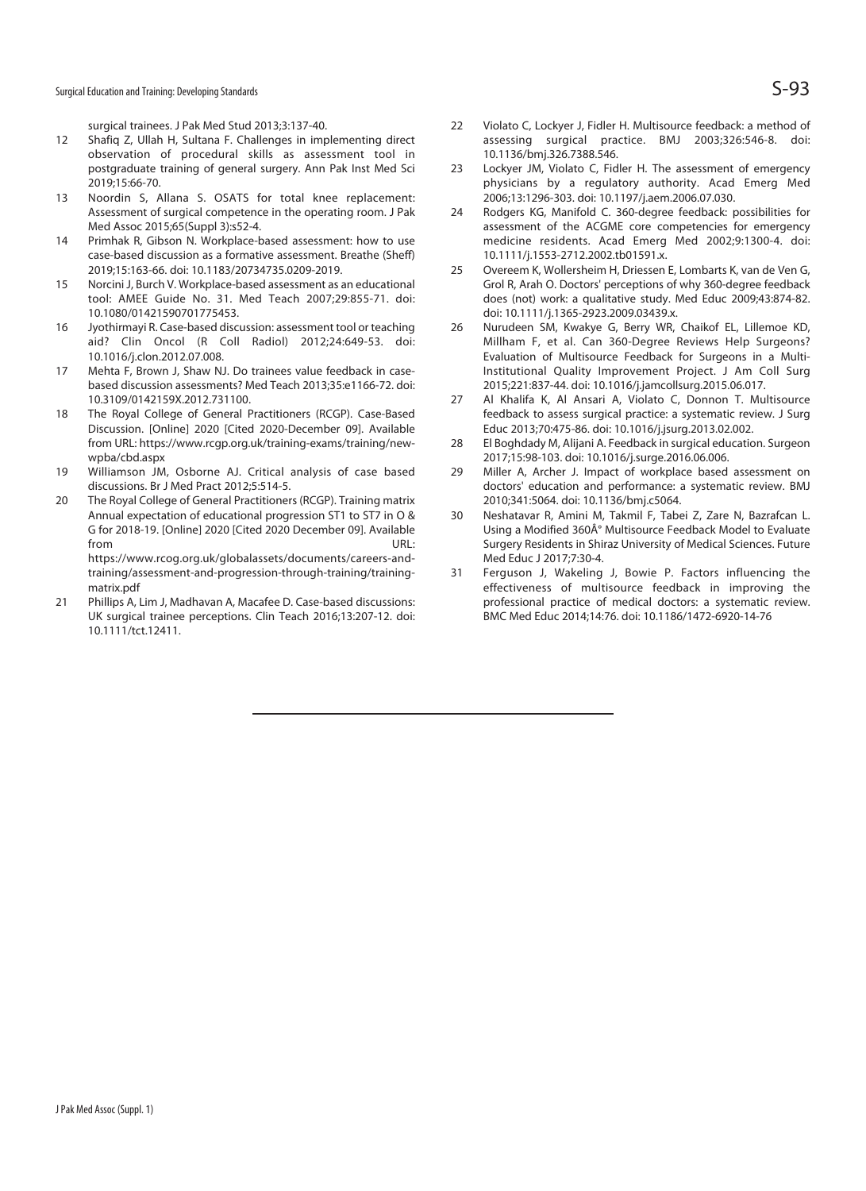surgical trainees. J Pak Med Stud 2013;3:137-40.

12. Shafiq Z, Ullah H, Sultana F. Challenges in implementing direct observation of procedural skills as assessment tool in postgraduate training of general surgery. Ann Pak Inst Med Sci 2019;15:66-70.
13. Noordin S, Allana S. OSATS for total knee replacement: Assessment of surgical competence in the operating room. J Pak Med Assoc 2015;65(Suppl 3):s52-4.
14. Primhak R, Gibson N. Workplace-based assessment: how to use case-based discussion as a formative assessment. Breathe (Sheff) 2019;15:163-66. doi: 10.1183/20734735.0209-2019.
15. Norcini J, Burch V. Workplace-based assessment as an educational tool: AMEE Guide No. 31. Med Teach 2007;29:855-71. doi: 10.1080/01421590701775453.
16. Jyothirmayi R. Case-based discussion: assessment tool or teaching aid? Clin Oncol (R Coll Radiol) 2012;24:649-53. doi: 10.1016/j.clon.2012.07.008.
17. Mehta F, Brown J, Shaw NJ. Do trainees value feedback in case-based discussion assessments? Med Teach 2013;35:e1166-72. doi: 10.3109/0142159X.2012.731100.
18. The Royal College of General Practitioners (RCGP). Case-Based Discussion. [Online] 2020 [Cited 2020-December 09]. Available from URL: https://www.rcgp.org.uk/training-exams/training/new-wpba/cbd.aspx
19. Williamson JM, Osborne AJ. Critical analysis of case based discussions. Br J Med Pract 2012;5:514-5.
20. The Royal College of General Practitioners (RCGP). Training matrix Annual expectation of educational progression ST1 to ST7 in O & G for 2018-19. [Online] 2020 [Cited 2020 December 09]. Available from URL: https://www.rcog.org.uk/globalassets/documents/careers-and-training/assessment-and-progression-through-training/training-matrix.pdf
21. Phillips A, Lim J, Madhavan A, Macafee D. Case-based discussions: UK surgical trainee perceptions. Clin Teach 2016;13:207-12. doi: 10.1111/tct.12411.
22. Violato C, Lockyer J, Fidler H. Multisource feedback: a method of assessing surgical practice. BMJ 2003;326:546-8. doi: 10.1136/bmj.326.7388.546.
23. Lockyer JM, Violato C, Fidler H. The assessment of emergency physicians by a regulatory authority. Acad Emerg Med 2006;13:1296-303. doi: 10.1197/j.aem.2006.07.030.
24. Rodgers KG, Manifold C. 360-degree feedback: possibilities for assessment of the ACGME core competencies for emergency medicine residents. Acad Emerg Med 2002;9:1300-4. doi: 10.1111/j.1553-2712.2002.tb01591.x.
25. Overeem K, Wollersheim H, Driessen E, Lombarts K, van de Ven G, Grol R, Arah O. Doctors' perceptions of why 360-degree feedback does (not) work: a qualitative study. Med Educ 2009;43:874-82. doi: 10.1111/j.1365-2923.2009.03439.x.
26. Nurudeen SM, Kwakye G, Berry WR, Chaikof EL, Lillemoe KD, Millham F, et al. Can 360-Degree Reviews Help Surgeons? Evaluation of Multisource Feedback for Surgeons in a Multi-Institutional Quality Improvement Project. J Am Coll Surg 2015;221:837-44. doi: 10.1016/j.jamcollsurg.2015.06.017.
27. Al Khalifa K, Al Ansari A, Violato C, Donnon T. Multisource feedback to assess surgical practice: a systematic review. J Surg Educ 2013;70:475-86. doi: 10.1016/j.jsurg.2013.02.002.
28. El Boghdady M, Alijani A. Feedback in surgical education. Surgeon 2017;15:98-103. doi: 10.1016/j.surge.2016.06.006.
29. Miller A, Archer J. Impact of workplace based assessment on doctors' education and performance: a systematic review. BMJ 2010;341:5064. doi: 10.1136/bmj.c5064.
30. Neshatavar R, Amini M, Takmil F, Tabei Z, Zare N, Bazrafcan L. Using a Modified 360Â° Multisource Feedback Model to Evaluate Surgery Residents in Shiraz University of Medical Sciences. Future Med Educ J 2017;7:30-4.
31. Ferguson J, Wakeling J, Bowie P. Factors influencing the effectiveness of multisource feedback in improving the professional practice of medical doctors: a systematic review. BMC Med Educ 2014;14:76. doi: 10.1186/1472-6920-14-76